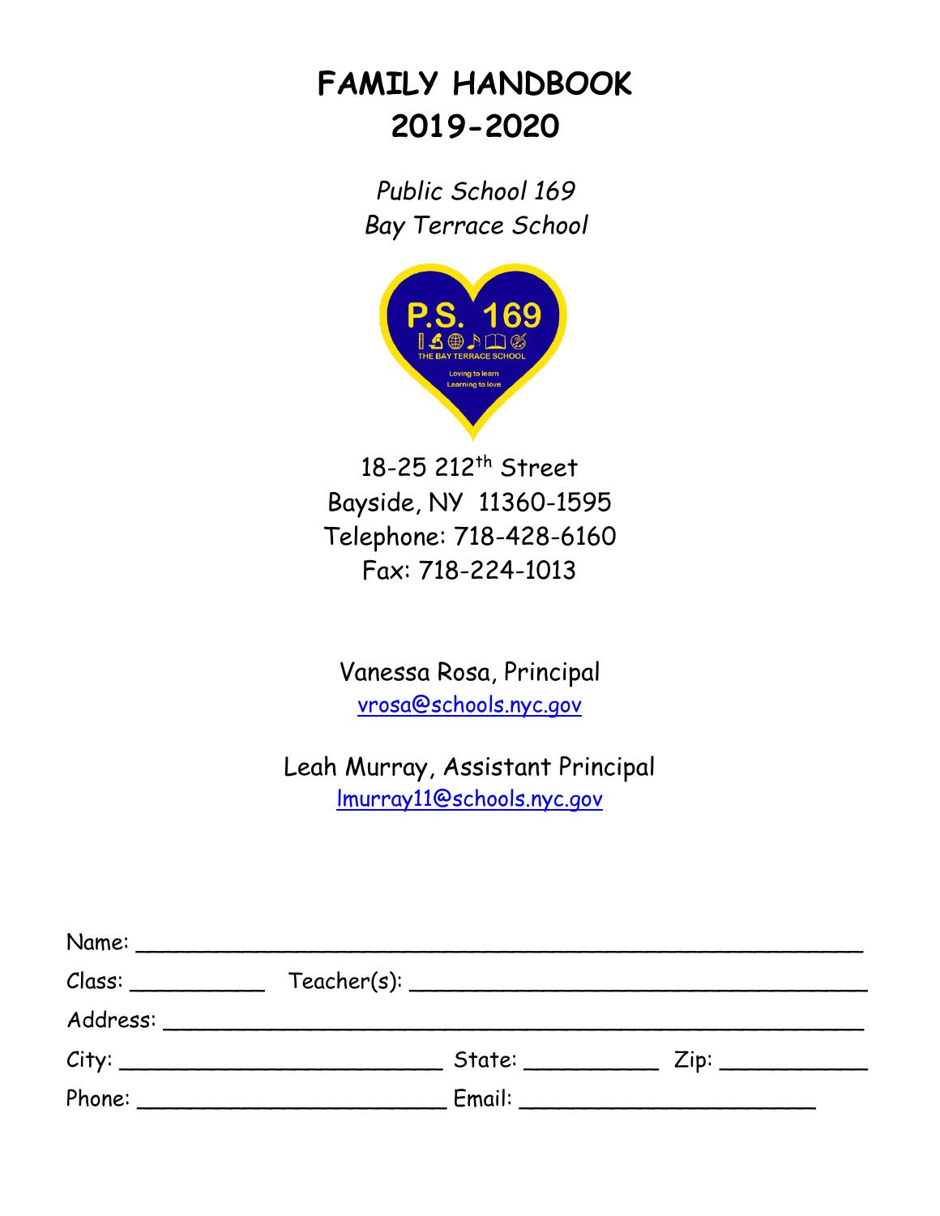# FAMILY HANDBOOK
# 2019-2020

*Public School 169*
*Bay Terrace School*

18-25 212th Street
Bayside, NY 11360-1595
Telephone: 718-428-6160
Fax: 718-224-1013

Vanessa Rosa, Principal
vrosa@schools.nyc.gov

Leah Murray, Assistant Principal
lmurray11@schools.nyc.gov

Name: ______________________________________________

Class: __________ Teacher(s): ______________________________

Address: ____________________________________________

City: ______________________ State: __________ Zip: __________

Phone: _____________________ Email: _____________________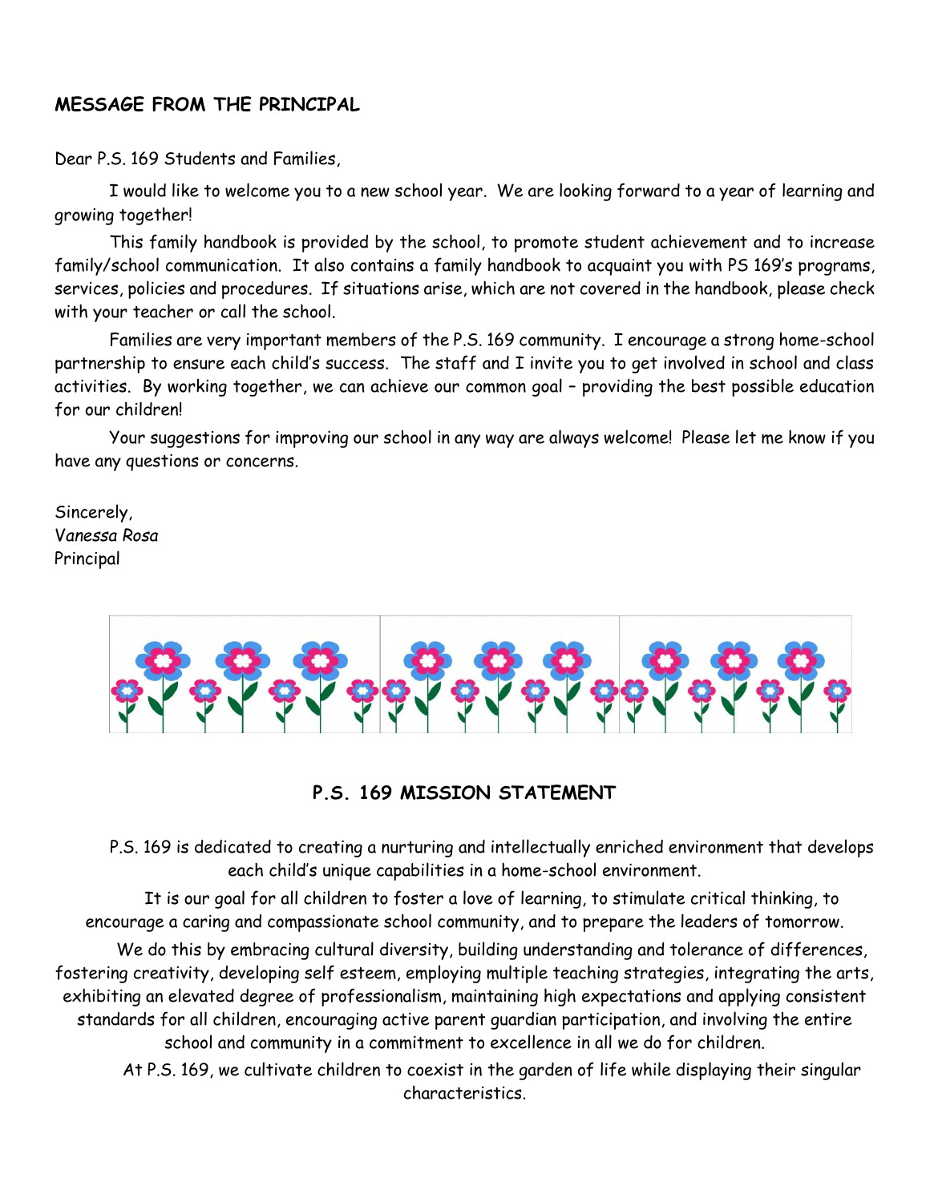## MESSAGE FROM THE PRINCIPAL

Dear P.S. 169 Students and Families,

I would like to welcome you to a new school year. We are looking forward to a year of learning and growing together!

This family handbook is provided by the school, to promote student achievement and to increase family/school communication. It also contains a family handbook to acquaint you with PS 169's programs, services, policies and procedures. If situations arise, which are not covered in the handbook, please check with your teacher or call the school.

Families are very important members of the P.S. 169 community. I encourage a strong home-school partnership to ensure each child's success. The staff and I invite you to get involved in school and class activities. By working together, we can achieve our common goal – providing the best possible education for our children!

Your suggestions for improving our school in any way are always welcome! Please let me know if you have any questions or concerns.

Sincerely,
*Vanessa Rosa*
Principal

## P.S. 169 MISSION STATEMENT

P.S. 169 is dedicated to creating a nurturing and intellectually enriched environment that develops each child's unique capabilities in a home-school environment.

It is our goal for all children to foster a love of learning, to stimulate critical thinking, to encourage a caring and compassionate school community, and to prepare the leaders of tomorrow.

We do this by embracing cultural diversity, building understanding and tolerance of differences, fostering creativity, developing self esteem, employing multiple teaching strategies, integrating the arts, exhibiting an elevated degree of professionalism, maintaining high expectations and applying consistent standards for all children, encouraging active parent guardian participation, and involving the entire school and community in a commitment to excellence in all we do for children.

At P.S. 169, we cultivate children to coexist in the garden of life while displaying their singular characteristics.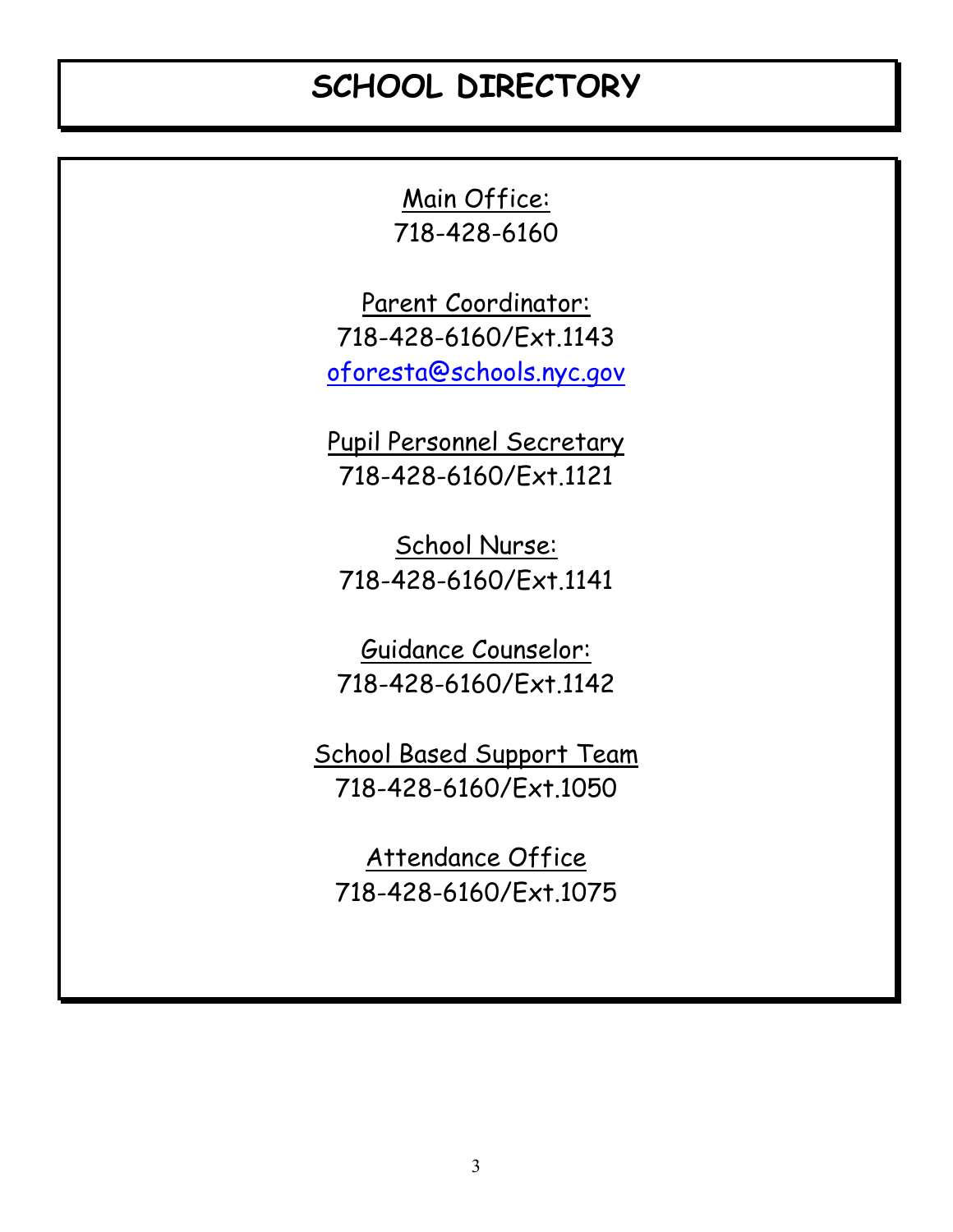# SCHOOL DIRECTORY

<u>Main Office:</u>
718-428-6160

<u>Parent Coordinator:</u>
718-428-6160/Ext.1143
oforesta@schools.nyc.gov

<u>Pupil Personnel Secretary</u>
718-428-6160/Ext.1121

<u>School Nurse:</u>
718-428-6160/Ext.1141

<u>Guidance Counselor:</u>
718-428-6160/Ext.1142

<u>School Based Support Team</u>
718-428-6160/Ext.1050

<u>Attendance Office</u>
718-428-6160/Ext.1075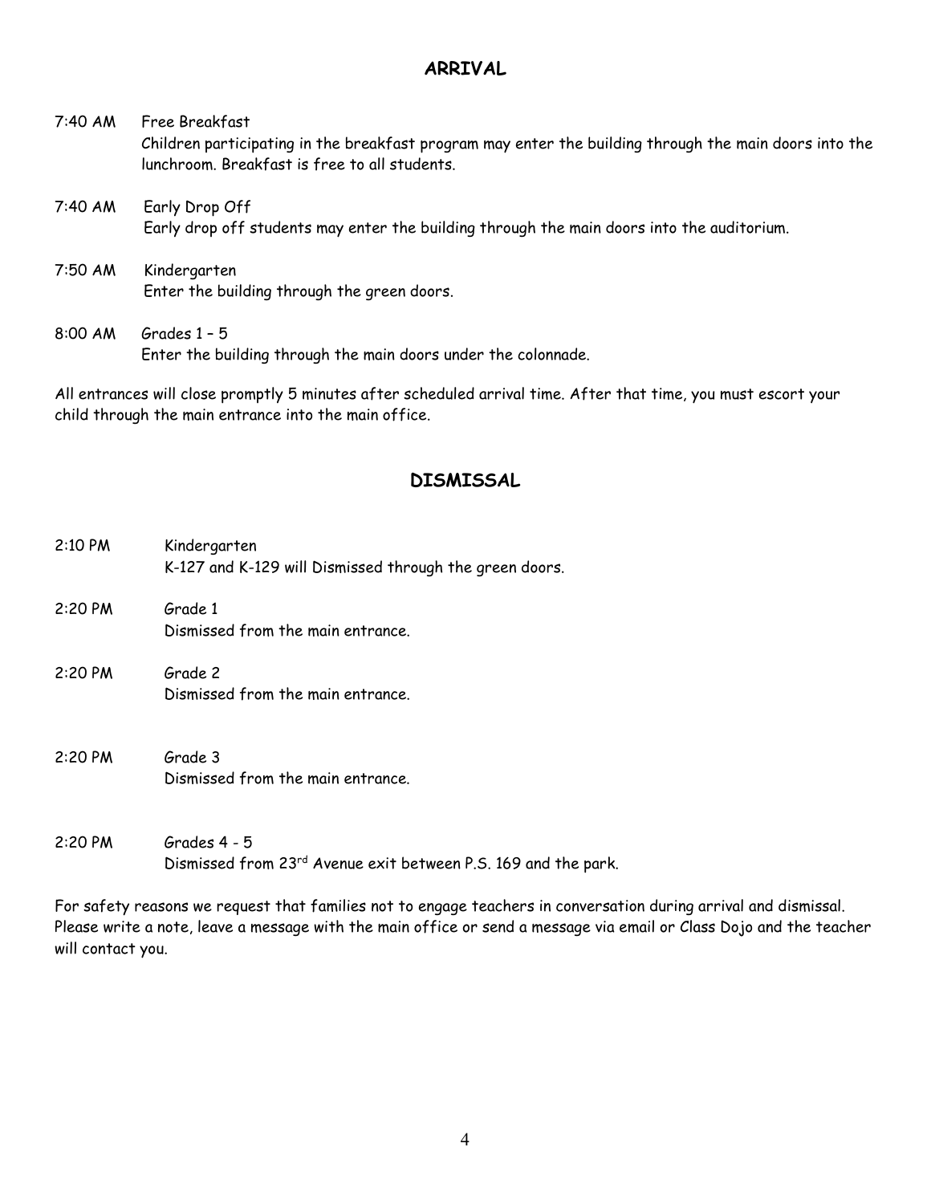## ARRIVAL

7:40 AM Free Breakfast
Children participating in the breakfast program may enter the building through the main doors into the lunchroom. Breakfast is free to all students.

7:40 AM Early Drop Off
Early drop off students may enter the building through the main doors into the auditorium.

7:50 AM Kindergarten
Enter the building through the green doors.

8:00 AM Grades 1 – 5
Enter the building through the main doors under the colonnade.

All entrances will close promptly 5 minutes after scheduled arrival time. After that time, you must escort your child through the main entrance into the main office.

## DISMISSAL

2:10 PM Kindergarten
K-127 and K-129 will Dismissed through the green doors.

2:20 PM Grade 1
Dismissed from the main entrance.

2:20 PM Grade 2
Dismissed from the main entrance.

2:20 PM Grade 3
Dismissed from the main entrance.

2:20 PM Grades 4 - 5
Dismissed from 23rd Avenue exit between P.S. 169 and the park.

For safety reasons we request that families not to engage teachers in conversation during arrival and dismissal. Please write a note, leave a message with the main office or send a message via email or Class Dojo and the teacher will contact you.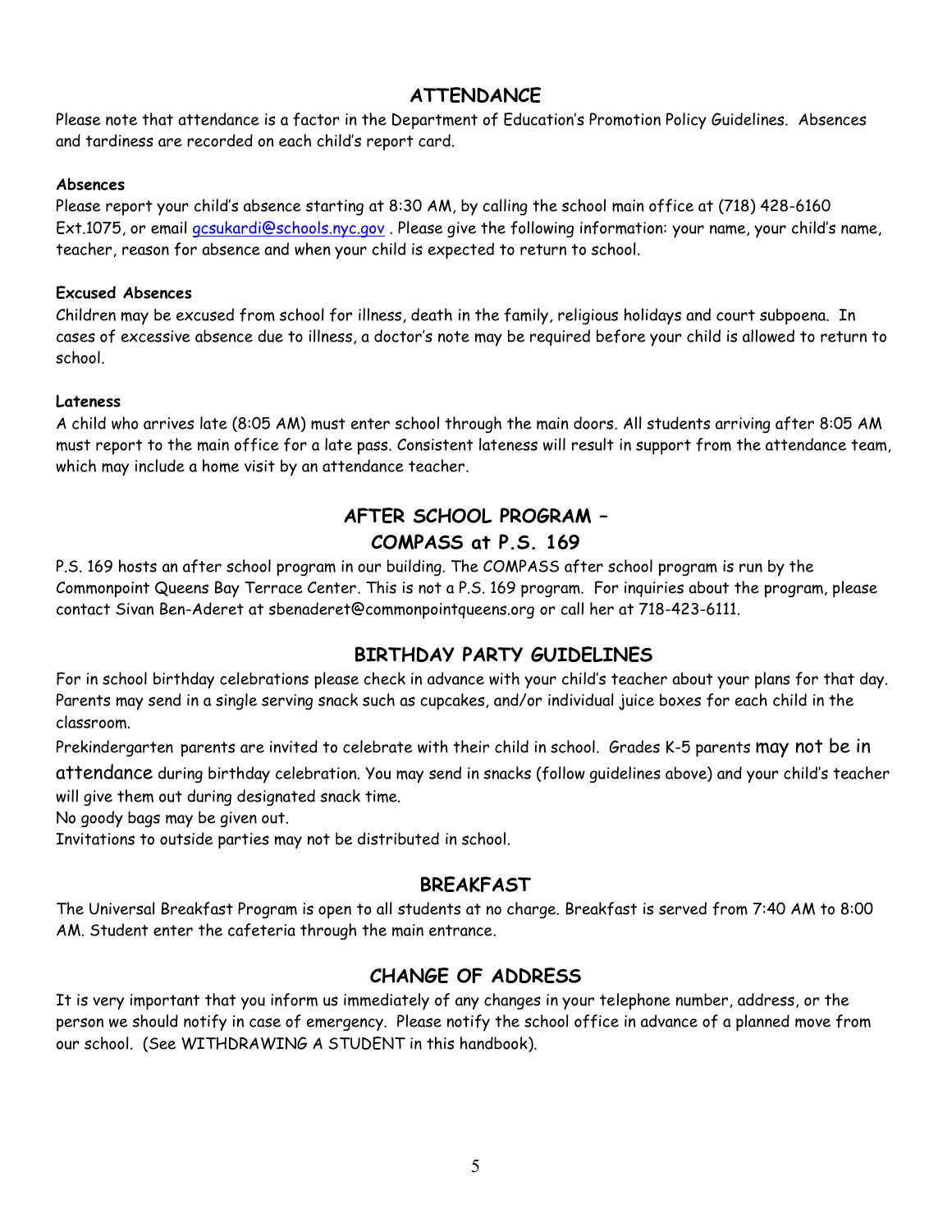## ATTENDANCE

Please note that attendance is a factor in the Department of Education's Promotion Policy Guidelines. Absences and tardiness are recorded on each child's report card.

**Absences**

Please report your child's absence starting at 8:30 AM, by calling the school main office at (718) 428-6160 Ext.1075, or email gcsukardi@schools.nyc.gov . Please give the following information: your name, your child's name, teacher, reason for absence and when your child is expected to return to school.

**Excused Absences**

Children may be excused from school for illness, death in the family, religious holidays and court subpoena. In cases of excessive absence due to illness, a doctor's note may be required before your child is allowed to return to school.

**Lateness**

A child who arrives late (8:05 AM) must enter school through the main doors. All students arriving after 8:05 AM must report to the main office for a late pass. Consistent lateness will result in support from the attendance team, which may include a home visit by an attendance teacher.

## AFTER SCHOOL PROGRAM – COMPASS at P.S. 169

P.S. 169 hosts an after school program in our building. The COMPASS after school program is run by the Commonpoint Queens Bay Terrace Center. This is not a P.S. 169 program. For inquiries about the program, please contact Sivan Ben-Aderet at sbenaderet@commonpointqueens.org or call her at 718-423-6111.

## BIRTHDAY PARTY GUIDELINES

For in school birthday celebrations please check in advance with your child's teacher about your plans for that day. Parents may send in a single serving snack such as cupcakes, and/or individual juice boxes for each child in the classroom.

Prekindergarten parents are invited to celebrate with their child in school. Grades K-5 parents may not be in attendance during birthday celebration. You may send in snacks (follow guidelines above) and your child's teacher will give them out during designated snack time.

No goody bags may be given out.

Invitations to outside parties may not be distributed in school.

## BREAKFAST

The Universal Breakfast Program is open to all students at no charge. Breakfast is served from 7:40 AM to 8:00 AM. Student enter the cafeteria through the main entrance.

## CHANGE OF ADDRESS

It is very important that you inform us immediately of any changes in your telephone number, address, or the person we should notify in case of emergency. Please notify the school office in advance of a planned move from our school. (See WITHDRAWING A STUDENT in this handbook).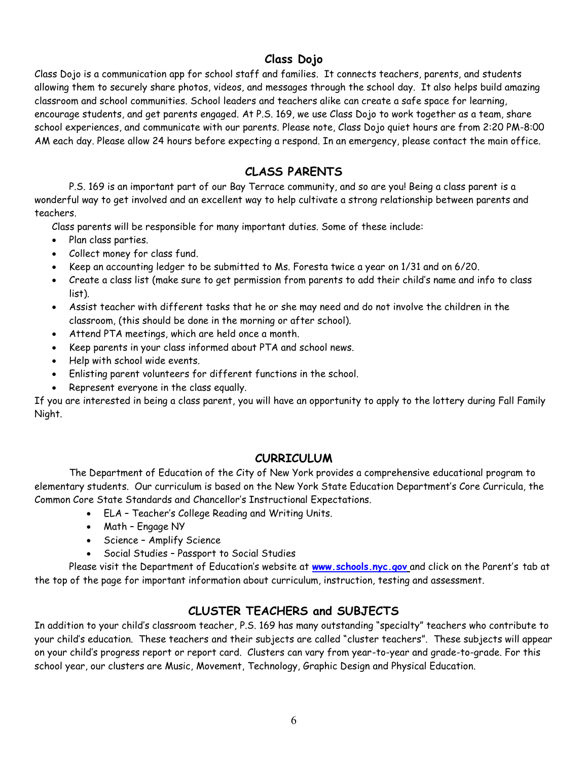## Class Dojo

Class Dojo is a communication app for school staff and families. It connects teachers, parents, and students allowing them to securely share photos, videos, and messages through the school day. It also helps build amazing classroom and school communities. School leaders and teachers alike can create a safe space for learning, encourage students, and get parents engaged. At P.S. 169, we use Class Dojo to work together as a team, share school experiences, and communicate with our parents. Please note, Class Dojo quiet hours are from 2:20 PM-8:00 AM each day. Please allow 24 hours before expecting a respond. In an emergency, please contact the main office.

## CLASS PARENTS

P.S. 169 is an important part of our Bay Terrace community, and so are you! Being a class parent is a wonderful way to get involved and an excellent way to help cultivate a strong relationship between parents and teachers.

Class parents will be responsible for many important duties. Some of these include:

- Plan class parties.
- Collect money for class fund.
- Keep an accounting ledger to be submitted to Ms. Foresta twice a year on 1/31 and on 6/20.
- Create a class list (make sure to get permission from parents to add their child's name and info to class list).
- Assist teacher with different tasks that he or she may need and do not involve the children in the classroom, (this should be done in the morning or after school).
- Attend PTA meetings, which are held once a month.
- Keep parents in your class informed about PTA and school news.
- Help with school wide events.
- Enlisting parent volunteers for different functions in the school.
- Represent everyone in the class equally.

If you are interested in being a class parent, you will have an opportunity to apply to the lottery during Fall Family Night.

## CURRICULUM

The Department of Education of the City of New York provides a comprehensive educational program to elementary students. Our curriculum is based on the New York State Education Department's Core Curricula, the Common Core State Standards and Chancellor's Instructional Expectations.

- ELA – Teacher's College Reading and Writing Units.
- Math – Engage NY
- Science – Amplify Science
- Social Studies – Passport to Social Studies

Please visit the Department of Education's website at **www.schools.nyc.gov** and click on the Parent's tab at the top of the page for important information about curriculum, instruction, testing and assessment.

## CLUSTER TEACHERS and SUBJECTS

In addition to your child's classroom teacher, P.S. 169 has many outstanding "specialty" teachers who contribute to your child's education. These teachers and their subjects are called "cluster teachers". These subjects will appear on your child's progress report or report card. Clusters can vary from year-to-year and grade-to-grade. For this school year, our clusters are Music, Movement, Technology, Graphic Design and Physical Education.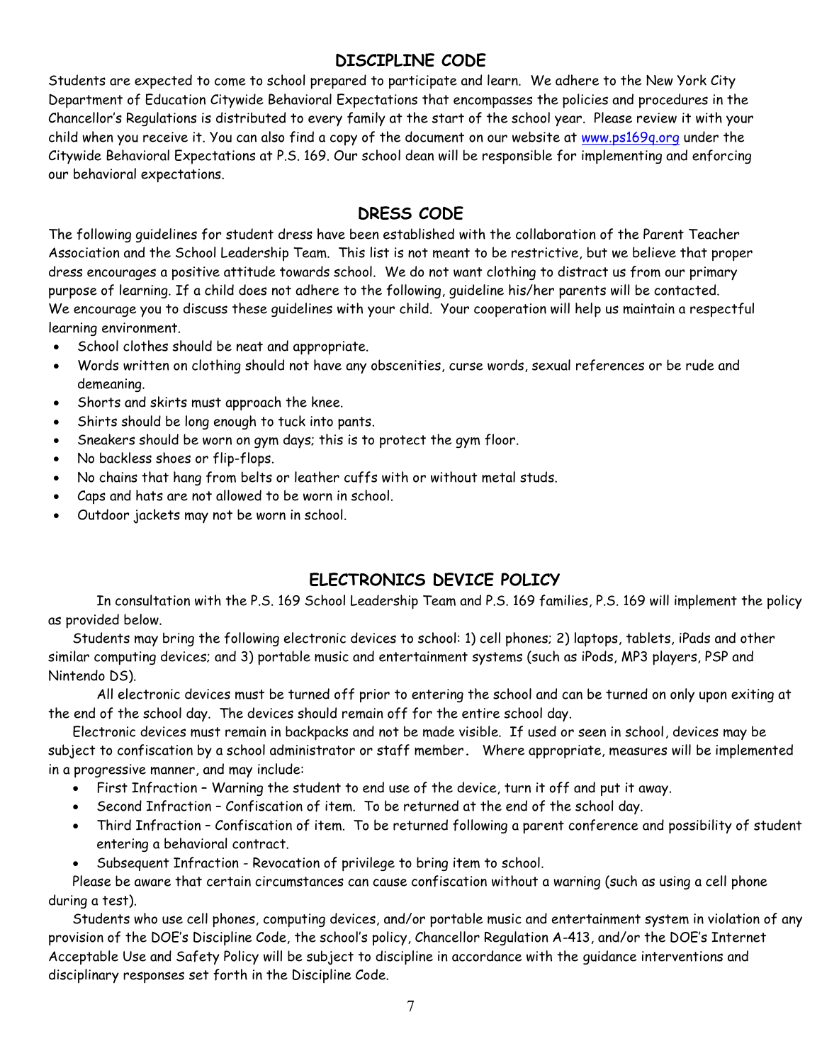## DISCIPLINE CODE

Students are expected to come to school prepared to participate and learn. We adhere to the New York City Department of Education Citywide Behavioral Expectations that encompasses the policies and procedures in the Chancellor's Regulations is distributed to every family at the start of the school year. Please review it with your child when you receive it. You can also find a copy of the document on our website at www.ps169q.org under the Citywide Behavioral Expectations at P.S. 169. Our school dean will be responsible for implementing and enforcing our behavioral expectations.

## DRESS CODE

The following guidelines for student dress have been established with the collaboration of the Parent Teacher Association and the School Leadership Team. This list is not meant to be restrictive, but we believe that proper dress encourages a positive attitude towards school. We do not want clothing to distract us from our primary purpose of learning. If a child does not adhere to the following, guideline his/her parents will be contacted. We encourage you to discuss these guidelines with your child. Your cooperation will help us maintain a respectful learning environment.

- School clothes should be neat and appropriate.
- Words written on clothing should not have any obscenities, curse words, sexual references or be rude and demeaning.
- Shorts and skirts must approach the knee.
- Shirts should be long enough to tuck into pants.
- Sneakers should be worn on gym days; this is to protect the gym floor.
- No backless shoes or flip-flops.
- No chains that hang from belts or leather cuffs with or without metal studs.
- Caps and hats are not allowed to be worn in school.
- Outdoor jackets may not be worn in school.

## ELECTRONICS DEVICE POLICY

In consultation with the P.S. 169 School Leadership Team and P.S. 169 families, P.S. 169 will implement the policy as provided below.

Students may bring the following electronic devices to school: 1) cell phones; 2) laptops, tablets, iPads and other similar computing devices; and 3) portable music and entertainment systems (such as iPods, MP3 players, PSP and Nintendo DS).

All electronic devices must be turned off prior to entering the school and can be turned on only upon exiting at the end of the school day. The devices should remain off for the entire school day.

Electronic devices must remain in backpacks and not be made visible. If used or seen in school, devices may be subject to confiscation by a school administrator or staff member. Where appropriate, measures will be implemented in a progressive manner, and may include:

- First Infraction – Warning the student to end use of the device, turn it off and put it away.
- Second Infraction – Confiscation of item. To be returned at the end of the school day.
- Third Infraction – Confiscation of item. To be returned following a parent conference and possibility of student entering a behavioral contract.
- Subsequent Infraction - Revocation of privilege to bring item to school.

Please be aware that certain circumstances can cause confiscation without a warning (such as using a cell phone during a test).

Students who use cell phones, computing devices, and/or portable music and entertainment system in violation of any provision of the DOE's Discipline Code, the school's policy, Chancellor Regulation A-413, and/or the DOE's Internet Acceptable Use and Safety Policy will be subject to discipline in accordance with the guidance interventions and disciplinary responses set forth in the Discipline Code.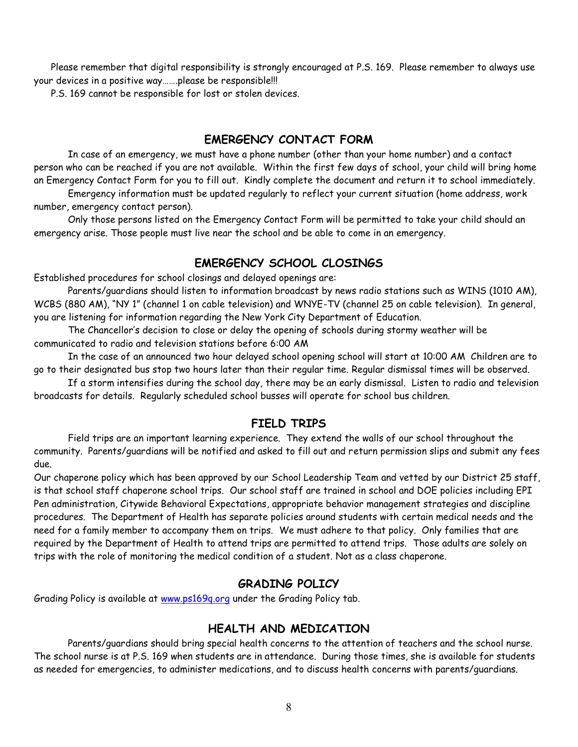Please remember that digital responsibility is strongly encouraged at P.S. 169. Please remember to always use your devices in a positive way…….please be responsible!!!

P.S. 169 cannot be responsible for lost or stolen devices.

## EMERGENCY CONTACT FORM

In case of an emergency, we must have a phone number (other than your home number) and a contact person who can be reached if you are not available. Within the first few days of school, your child will bring home an Emergency Contact Form for you to fill out. Kindly complete the document and return it to school immediately.

Emergency information must be updated regularly to reflect your current situation (home address, work number, emergency contact person).

Only those persons listed on the Emergency Contact Form will be permitted to take your child should an emergency arise. Those people must live near the school and be able to come in an emergency.

## EMERGENCY SCHOOL CLOSINGS

Established procedures for school closings and delayed openings are:

Parents/guardians should listen to information broadcast by news radio stations such as WINS (1010 AM), WCBS (880 AM), "NY 1" (channel 1 on cable television) and WNYE-TV (channel 25 on cable television). In general, you are listening for information regarding the New York City Department of Education.

The Chancellor's decision to close or delay the opening of schools during stormy weather will be communicated to radio and television stations before 6:00 AM

In the case of an announced two hour delayed school opening school will start at 10:00 AM Children are to go to their designated bus stop two hours later than their regular time. Regular dismissal times will be observed.

If a storm intensifies during the school day, there may be an early dismissal. Listen to radio and television broadcasts for details. Regularly scheduled school busses will operate for school bus children.

## FIELD TRIPS

Field trips are an important learning experience. They extend the walls of our school throughout the community. Parents/guardians will be notified and asked to fill out and return permission slips and submit any fees due.

Our chaperone policy which has been approved by our School Leadership Team and vetted by our District 25 staff, is that school staff chaperone school trips. Our school staff are trained in school and DOE policies including EPI Pen administration, Citywide Behavioral Expectations, appropriate behavior management strategies and discipline procedures. The Department of Health has separate policies around students with certain medical needs and the need for a family member to accompany them on trips. We must adhere to that policy. Only families that are required by the Department of Health to attend trips are permitted to attend trips. Those adults are solely on trips with the role of monitoring the medical condition of a student. Not as a class chaperone.

## GRADING POLICY

Grading Policy is available at [www.ps169q.org](http://www.ps169q.org) under the Grading Policy tab.

## HEALTH AND MEDICATION

Parents/guardians should bring special health concerns to the attention of teachers and the school nurse. The school nurse is at P.S. 169 when students are in attendance. During those times, she is available for students as needed for emergencies, to administer medications, and to discuss health concerns with parents/guardians.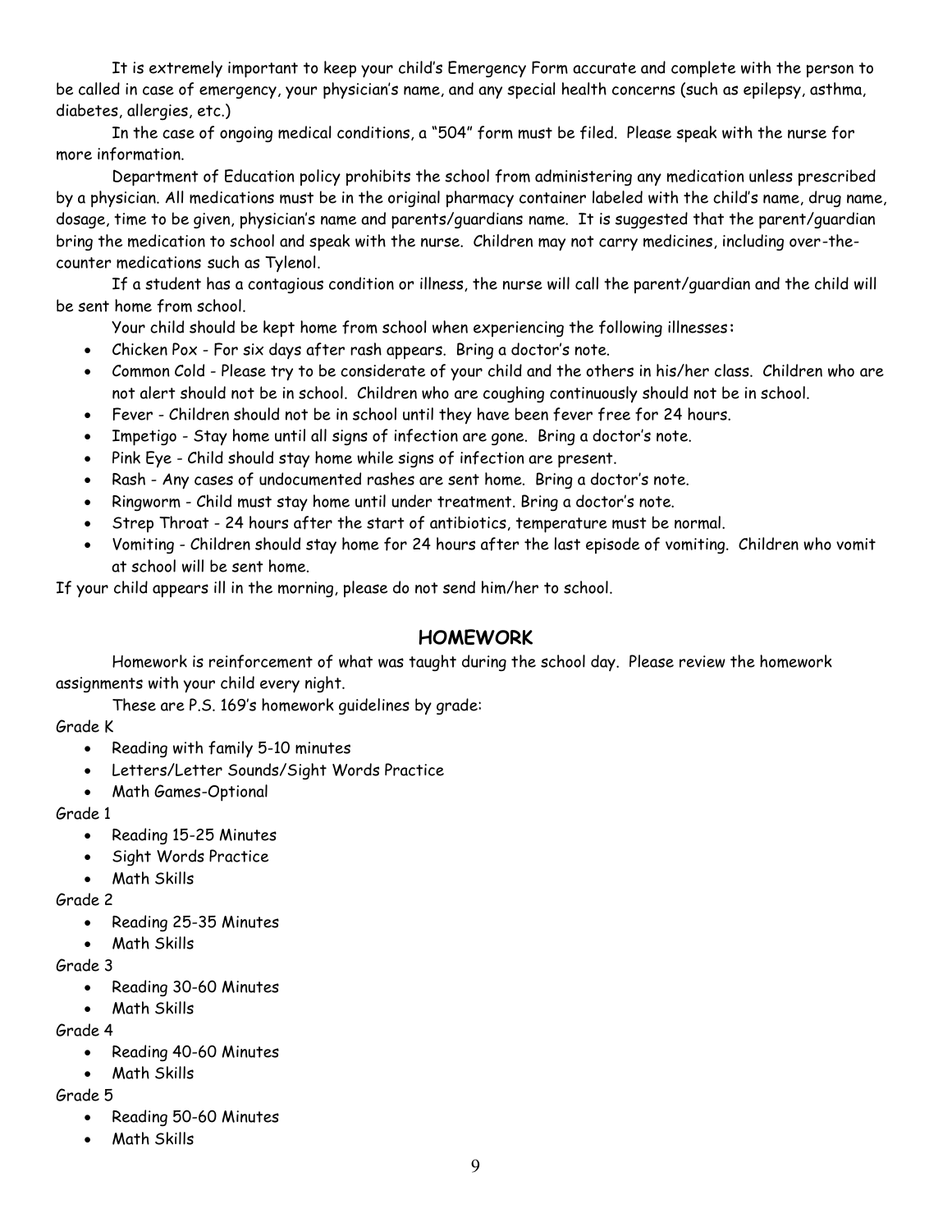It is extremely important to keep your child's Emergency Form accurate and complete with the person to be called in case of emergency, your physician's name, and any special health concerns (such as epilepsy, asthma, diabetes, allergies, etc.)

In the case of ongoing medical conditions, a "504" form must be filed. Please speak with the nurse for more information.

Department of Education policy prohibits the school from administering any medication unless prescribed by a physician. All medications must be in the original pharmacy container labeled with the child's name, drug name, dosage, time to be given, physician's name and parents/guardians name. It is suggested that the parent/guardian bring the medication to school and speak with the nurse. Children may not carry medicines, including over-the-counter medications such as Tylenol.

If a student has a contagious condition or illness, the nurse will call the parent/guardian and the child will be sent home from school.

Your child should be kept home from school when experiencing the following illnesses**:**

- Chicken Pox - For six days after rash appears. Bring a doctor's note.
- Common Cold - Please try to be considerate of your child and the others in his/her class. Children who are not alert should not be in school. Children who are coughing continuously should not be in school.
- Fever - Children should not be in school until they have been fever free for 24 hours.
- Impetigo - Stay home until all signs of infection are gone. Bring a doctor's note.
- Pink Eye - Child should stay home while signs of infection are present.
- Rash - Any cases of undocumented rashes are sent home. Bring a doctor's note.
- Ringworm - Child must stay home until under treatment. Bring a doctor's note.
- Strep Throat - 24 hours after the start of antibiotics, temperature must be normal.
- Vomiting - Children should stay home for 24 hours after the last episode of vomiting. Children who vomit at school will be sent home.

If your child appears ill in the morning, please do not send him/her to school.

## HOMEWORK

Homework is reinforcement of what was taught during the school day. Please review the homework assignments with your child every night.

These are P.S. 169's homework guidelines by grade:

Grade K

- Reading with family 5-10 minutes
- Letters/Letter Sounds/Sight Words Practice
- Math Games-Optional

Grade 1

- Reading 15-25 Minutes
- Sight Words Practice
- Math Skills

Grade 2

- Reading 25-35 Minutes
- Math Skills

Grade 3

- Reading 30-60 Minutes
- Math Skills

Grade 4

- Reading 40-60 Minutes
- Math Skills

Grade 5

- Reading 50-60 Minutes
- Math Skills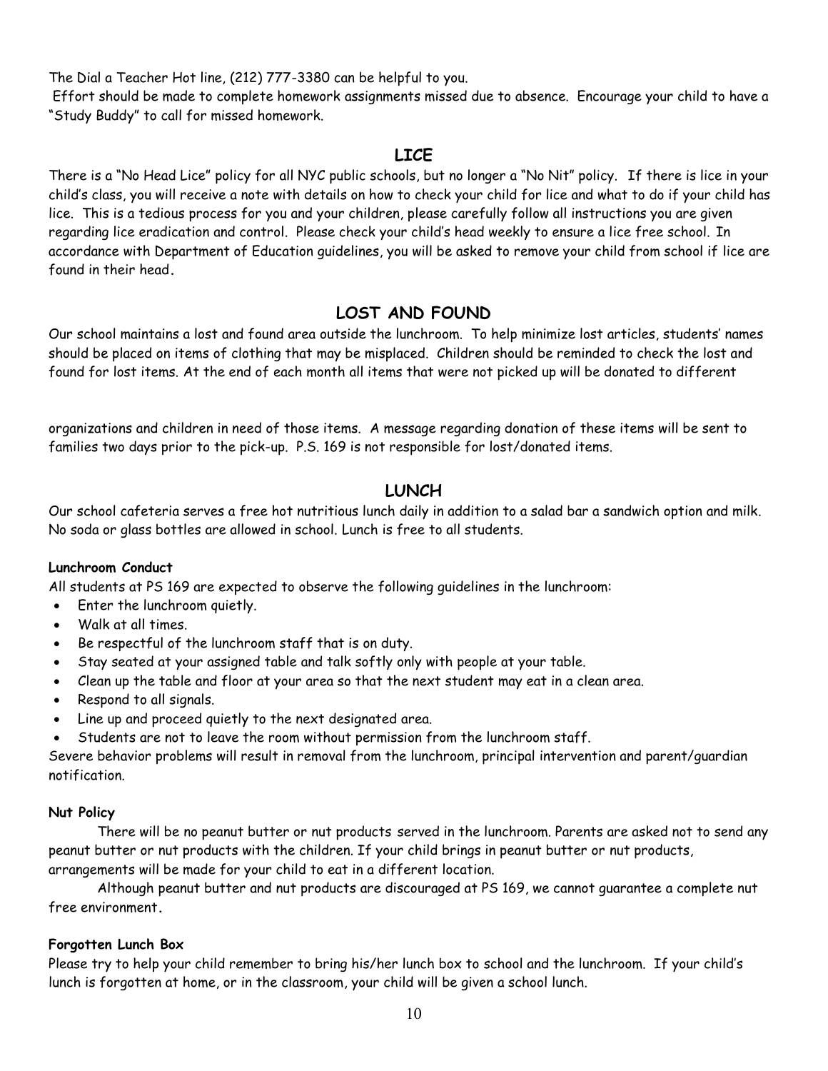The Dial a Teacher Hot line, (212) 777-3380 can be helpful to you.

Effort should be made to complete homework assignments missed due to absence. Encourage your child to have a "Study Buddy" to call for missed homework.

## LICE

There is a "No Head Lice" policy for all NYC public schools, but no longer a "No Nit" policy. If there is lice in your child's class, you will receive a note with details on how to check your child for lice and what to do if your child has lice. This is a tedious process for you and your children, please carefully follow all instructions you are given regarding lice eradication and control. Please check your child's head weekly to ensure a lice free school. In accordance with Department of Education guidelines, you will be asked to remove your child from school if lice are found in their head.

## LOST AND FOUND

Our school maintains a lost and found area outside the lunchroom. To help minimize lost articles, students' names should be placed on items of clothing that may be misplaced. Children should be reminded to check the lost and found for lost items. At the end of each month all items that were not picked up will be donated to different organizations and children in need of those items. A message regarding donation of these items will be sent to families two days prior to the pick-up. P.S. 169 is not responsible for lost/donated items.

## LUNCH

Our school cafeteria serves a free hot nutritious lunch daily in addition to a salad bar a sandwich option and milk. No soda or glass bottles are allowed in school. Lunch is free to all students.

### Lunchroom Conduct

All students at PS 169 are expected to observe the following guidelines in the lunchroom:

- Enter the lunchroom quietly.
- Walk at all times.
- Be respectful of the lunchroom staff that is on duty.
- Stay seated at your assigned table and talk softly only with people at your table.
- Clean up the table and floor at your area so that the next student may eat in a clean area.
- Respond to all signals.
- Line up and proceed quietly to the next designated area.
- Students are not to leave the room without permission from the lunchroom staff.

Severe behavior problems will result in removal from the lunchroom, principal intervention and parent/guardian notification.

### Nut Policy

There will be no peanut butter or nut products served in the lunchroom. Parents are asked not to send any peanut butter or nut products with the children. If your child brings in peanut butter or nut products, arrangements will be made for your child to eat in a different location.

Although peanut butter and nut products are discouraged at PS 169, we cannot guarantee a complete nut free environment.

### Forgotten Lunch Box

Please try to help your child remember to bring his/her lunch box to school and the lunchroom. If your child's lunch is forgotten at home, or in the classroom, your child will be given a school lunch.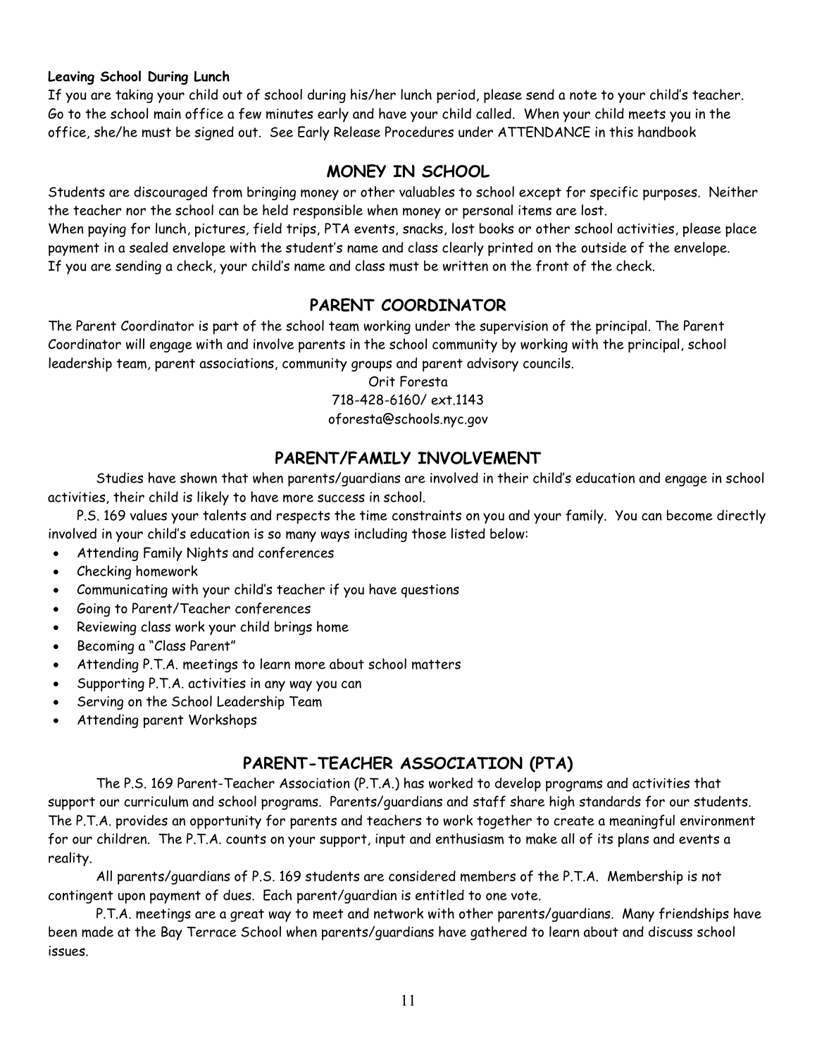**Leaving School During Lunch**

If you are taking your child out of school during his/her lunch period, please send a note to your child's teacher. Go to the school main office a few minutes early and have your child called. When your child meets you in the office, she/he must be signed out. See Early Release Procedures under ATTENDANCE in this handbook

## MONEY IN SCHOOL

Students are discouraged from bringing money or other valuables to school except for specific purposes. Neither the teacher nor the school can be held responsible when money or personal items are lost.

When paying for lunch, pictures, field trips, PTA events, snacks, lost books or other school activities, please place payment in a sealed envelope with the student's name and class clearly printed on the outside of the envelope. If you are sending a check, your child's name and class must be written on the front of the check.

## PARENT COORDINATOR

The Parent Coordinator is part of the school team working under the supervision of the principal. The Parent Coordinator will engage with and involve parents in the school community by working with the principal, school leadership team, parent associations, community groups and parent advisory councils.

Orit Foresta
718-428-6160/ ext.1143
oforesta@schools.nyc.gov

## PARENT/FAMILY INVOLVEMENT

Studies have shown that when parents/guardians are involved in their child's education and engage in school activities, their child is likely to have more success in school.

P.S. 169 values your talents and respects the time constraints on you and your family. You can become directly involved in your child's education is so many ways including those listed below:

- Attending Family Nights and conferences
- Checking homework
- Communicating with your child's teacher if you have questions
- Going to Parent/Teacher conferences
- Reviewing class work your child brings home
- Becoming a "Class Parent"
- Attending P.T.A. meetings to learn more about school matters
- Supporting P.T.A. activities in any way you can
- Serving on the School Leadership Team
- Attending parent Workshops

## PARENT-TEACHER ASSOCIATION (PTA)

The P.S. 169 Parent-Teacher Association (P.T.A.) has worked to develop programs and activities that support our curriculum and school programs. Parents/guardians and staff share high standards for our students. The P.T.A. provides an opportunity for parents and teachers to work together to create a meaningful environment for our children. The P.T.A. counts on your support, input and enthusiasm to make all of its plans and events a reality.

All parents/guardians of P.S. 169 students are considered members of the P.T.A. Membership is not contingent upon payment of dues. Each parent/guardian is entitled to one vote.

P.T.A. meetings are a great way to meet and network with other parents/guardians. Many friendships have been made at the Bay Terrace School when parents/guardians have gathered to learn about and discuss school issues.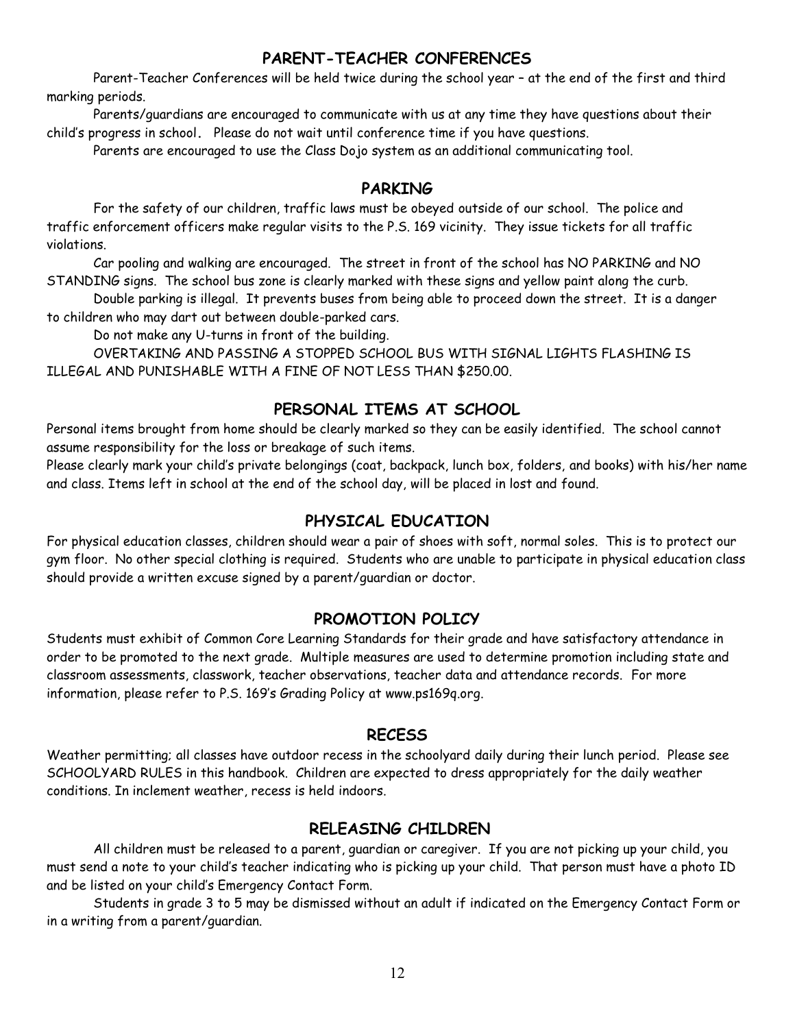## PARENT-TEACHER CONFERENCES

Parent-Teacher Conferences will be held twice during the school year – at the end of the first and third marking periods.

Parents/guardians are encouraged to communicate with us at any time they have questions about their child's progress in school. Please do not wait until conference time if you have questions.

Parents are encouraged to use the Class Dojo system as an additional communicating tool.

## PARKING

For the safety of our children, traffic laws must be obeyed outside of our school. The police and traffic enforcement officers make regular visits to the P.S. 169 vicinity. They issue tickets for all traffic violations.

Car pooling and walking are encouraged. The street in front of the school has NO PARKING and NO STANDING signs. The school bus zone is clearly marked with these signs and yellow paint along the curb.

Double parking is illegal. It prevents buses from being able to proceed down the street. It is a danger to children who may dart out between double-parked cars.

Do not make any U-turns in front of the building.

OVERTAKING AND PASSING A STOPPED SCHOOL BUS WITH SIGNAL LIGHTS FLASHING IS ILLEGAL AND PUNISHABLE WITH A FINE OF NOT LESS THAN $250.00.

## PERSONAL ITEMS AT SCHOOL

Personal items brought from home should be clearly marked so they can be easily identified. The school cannot assume responsibility for the loss or breakage of such items.

Please clearly mark your child's private belongings (coat, backpack, lunch box, folders, and books) with his/her name and class. Items left in school at the end of the school day, will be placed in lost and found.

## PHYSICAL EDUCATION

For physical education classes, children should wear a pair of shoes with soft, normal soles. This is to protect our gym floor. No other special clothing is required. Students who are unable to participate in physical education class should provide a written excuse signed by a parent/guardian or doctor.

## PROMOTION POLICY

Students must exhibit of Common Core Learning Standards for their grade and have satisfactory attendance in order to be promoted to the next grade. Multiple measures are used to determine promotion including state and classroom assessments, classwork, teacher observations, teacher data and attendance records. For more information, please refer to P.S. 169's Grading Policy at www.ps169q.org.

## RECESS

Weather permitting; all classes have outdoor recess in the schoolyard daily during their lunch period. Please see SCHOOLYARD RULES in this handbook. Children are expected to dress appropriately for the daily weather conditions. In inclement weather, recess is held indoors.

## RELEASING CHILDREN

All children must be released to a parent, guardian or caregiver. If you are not picking up your child, you must send a note to your child's teacher indicating who is picking up your child. That person must have a photo ID and be listed on your child's Emergency Contact Form.

Students in grade 3 to 5 may be dismissed without an adult if indicated on the Emergency Contact Form or in a writing from a parent/guardian.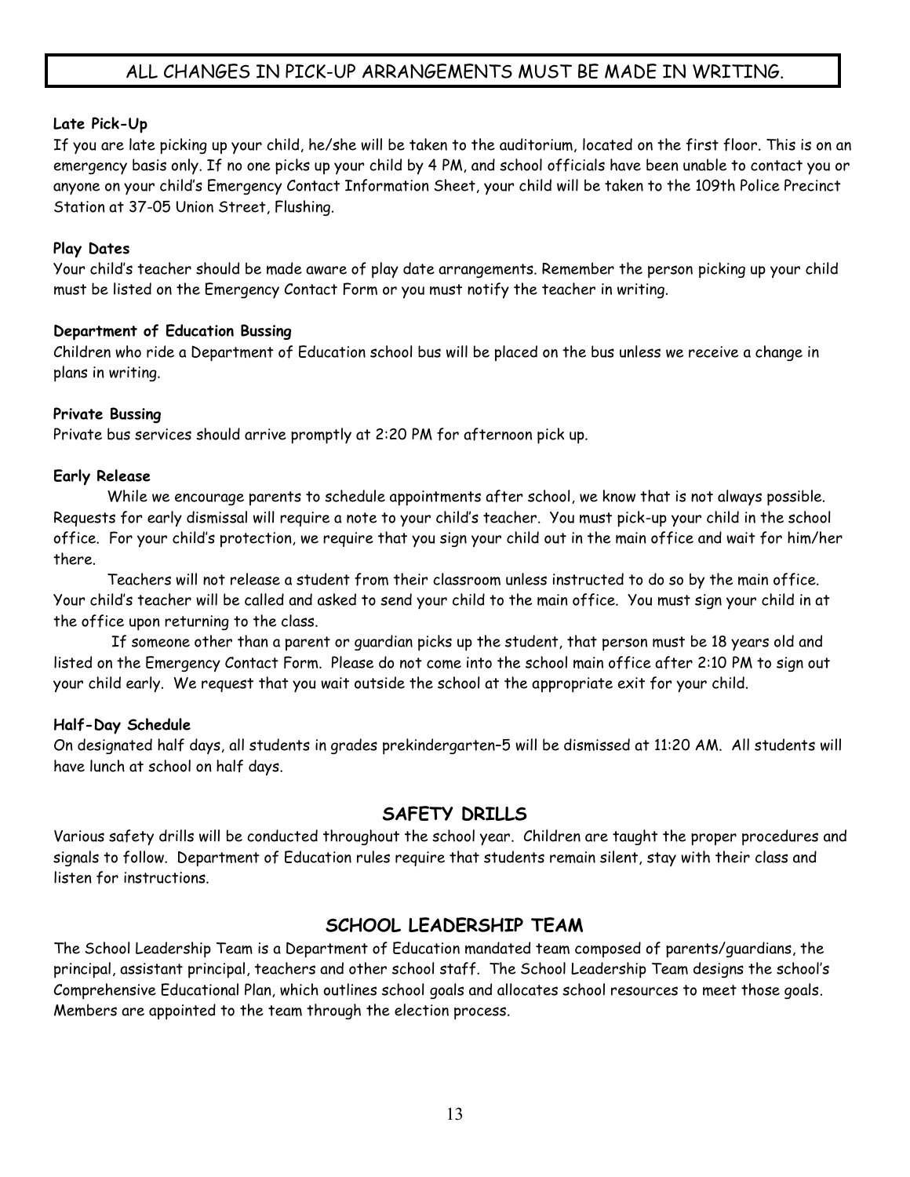**ALL CHANGES IN PICK-UP ARRANGEMENTS MUST BE MADE IN WRITING.**

**Late Pick-Up**

If you are late picking up your child, he/she will be taken to the auditorium, located on the first floor. This is on an emergency basis only. If no one picks up your child by 4 PM, and school officials have been unable to contact you or anyone on your child's Emergency Contact Information Sheet, your child will be taken to the 109th Police Precinct Station at 37-05 Union Street, Flushing.

**Play Dates**

Your child's teacher should be made aware of play date arrangements. Remember the person picking up your child must be listed on the Emergency Contact Form or you must notify the teacher in writing.

**Department of Education Bussing**

Children who ride a Department of Education school bus will be placed on the bus unless we receive a change in plans in writing.

**Private Bussing**

Private bus services should arrive promptly at 2:20 PM for afternoon pick up.

**Early Release**

While we encourage parents to schedule appointments after school, we know that is not always possible. Requests for early dismissal will require a note to your child's teacher. You must pick-up your child in the school office. For your child's protection, we require that you sign your child out in the main office and wait for him/her there.

Teachers will not release a student from their classroom unless instructed to do so by the main office. Your child's teacher will be called and asked to send your child to the main office. You must sign your child in at the office upon returning to the class.

If someone other than a parent or guardian picks up the student, that person must be 18 years old and listed on the Emergency Contact Form. Please do not come into the school main office after 2:10 PM to sign out your child early. We request that you wait outside the school at the appropriate exit for your child.

**Half-Day Schedule**

On designated half days, all students in grades prekindergarten–5 will be dismissed at 11:20 AM. All students will have lunch at school on half days.

## SAFETY DRILLS

Various safety drills will be conducted throughout the school year. Children are taught the proper procedures and signals to follow. Department of Education rules require that students remain silent, stay with their class and listen for instructions.

## SCHOOL LEADERSHIP TEAM

The School Leadership Team is a Department of Education mandated team composed of parents/guardians, the principal, assistant principal, teachers and other school staff. The School Leadership Team designs the school's Comprehensive Educational Plan, which outlines school goals and allocates school resources to meet those goals. Members are appointed to the team through the election process.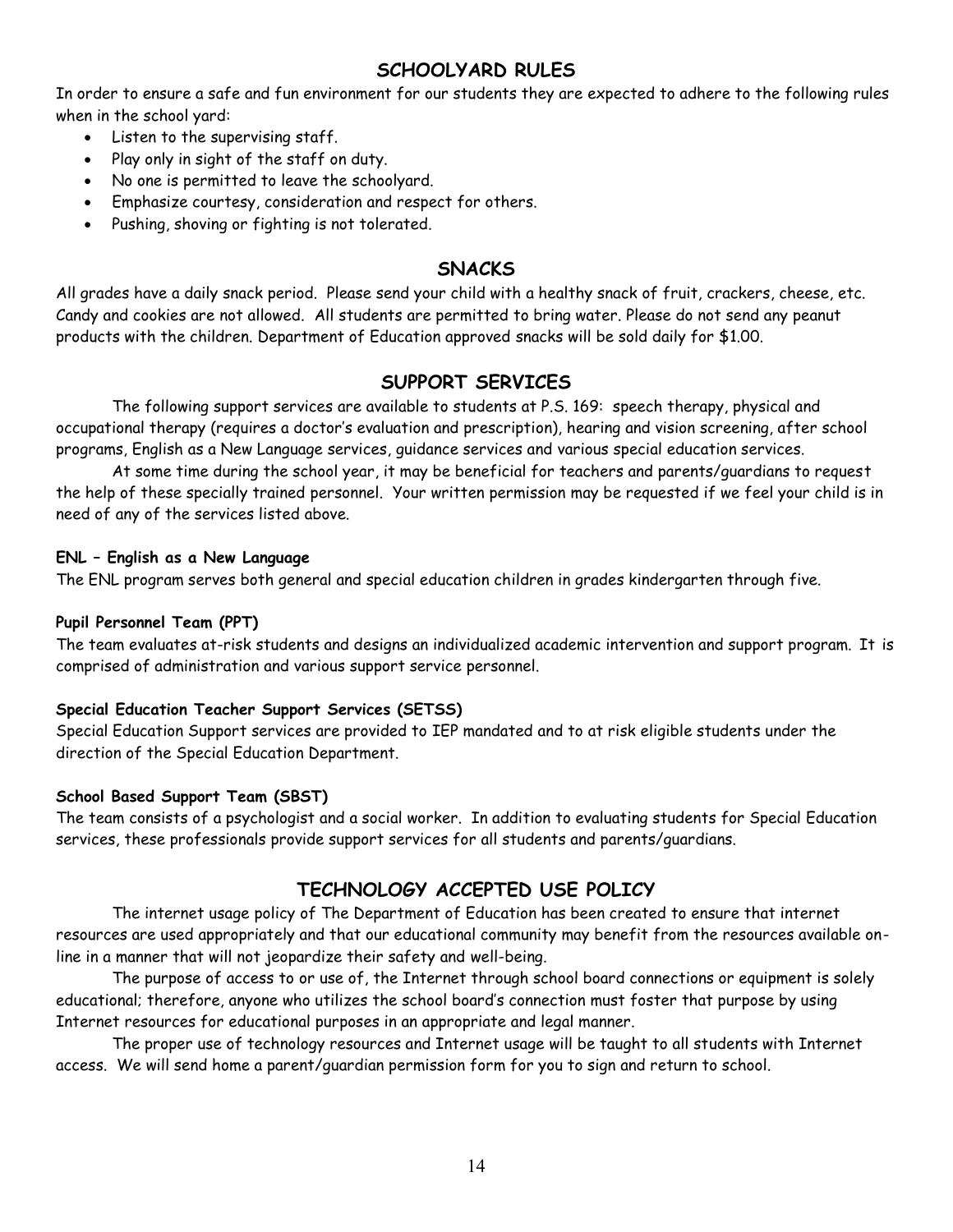## SCHOOLYARD RULES

In order to ensure a safe and fun environment for our students they are expected to adhere to the following rules when in the school yard:

- Listen to the supervising staff.
- Play only in sight of the staff on duty.
- No one is permitted to leave the schoolyard.
- Emphasize courtesy, consideration and respect for others.
- Pushing, shoving or fighting is not tolerated.

## SNACKS

All grades have a daily snack period. Please send your child with a healthy snack of fruit, crackers, cheese, etc. Candy and cookies are not allowed. All students are permitted to bring water. Please do not send any peanut products with the children. Department of Education approved snacks will be sold daily for $1.00.

## SUPPORT SERVICES

The following support services are available to students at P.S. 169: speech therapy, physical and occupational therapy (requires a doctor's evaluation and prescription), hearing and vision screening, after school programs, English as a New Language services, guidance services and various special education services.

At some time during the school year, it may be beneficial for teachers and parents/guardians to request the help of these specially trained personnel. Your written permission may be requested if we feel your child is in need of any of the services listed above.

**ENL – English as a New Language**

The ENL program serves both general and special education children in grades kindergarten through five.

**Pupil Personnel Team (PPT)**

The team evaluates at-risk students and designs an individualized academic intervention and support program. It is comprised of administration and various support service personnel.

**Special Education Teacher Support Services (SETSS)**

Special Education Support services are provided to IEP mandated and to at risk eligible students under the direction of the Special Education Department.

**School Based Support Team (SBST)**

The team consists of a psychologist and a social worker. In addition to evaluating students for Special Education services, these professionals provide support services for all students and parents/guardians.

## TECHNOLOGY ACCEPTED USE POLICY

The internet usage policy of The Department of Education has been created to ensure that internet resources are used appropriately and that our educational community may benefit from the resources available on-line in a manner that will not jeopardize their safety and well-being.

The purpose of access to or use of, the Internet through school board connections or equipment is solely educational; therefore, anyone who utilizes the school board's connection must foster that purpose by using Internet resources for educational purposes in an appropriate and legal manner.

The proper use of technology resources and Internet usage will be taught to all students with Internet access. We will send home a parent/guardian permission form for you to sign and return to school.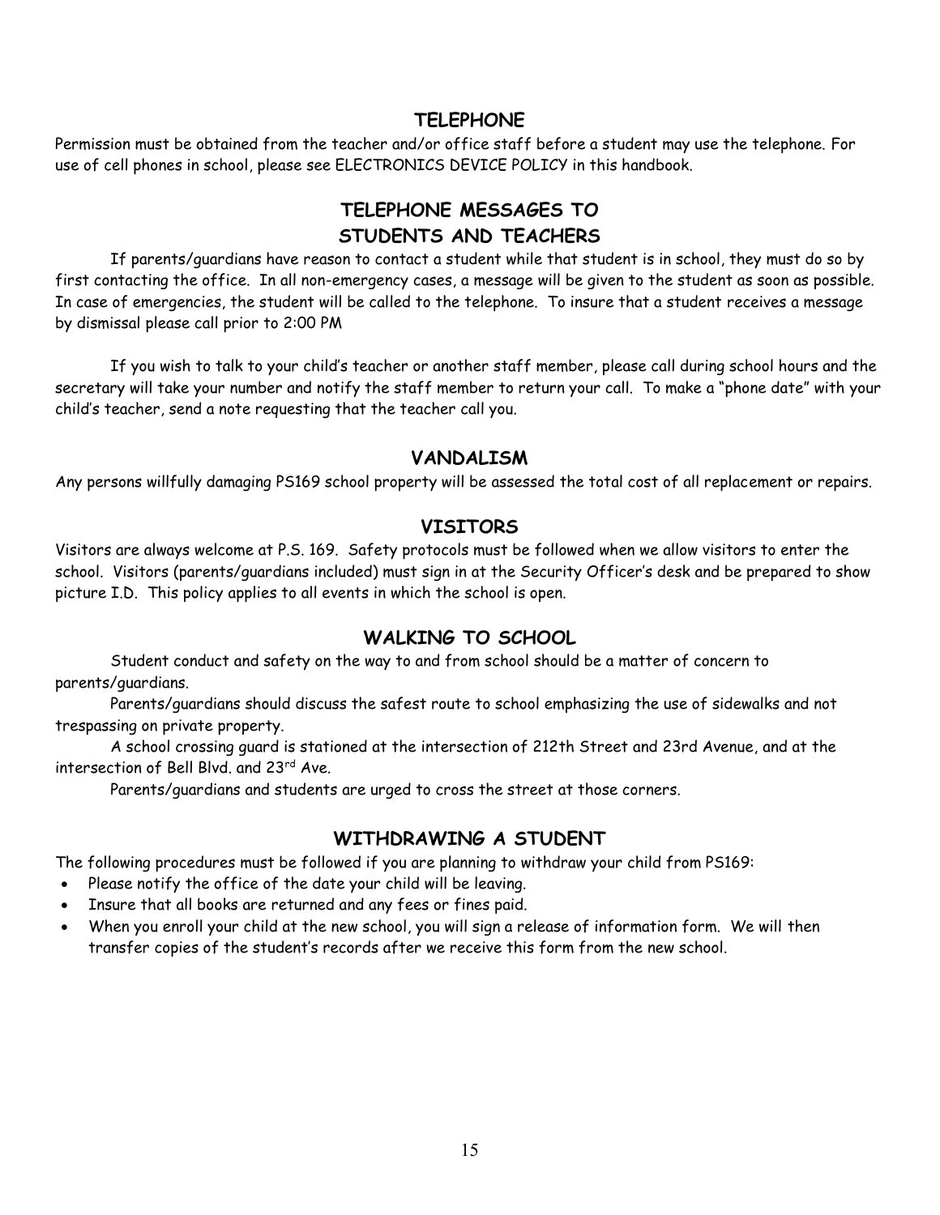## TELEPHONE

Permission must be obtained from the teacher and/or office staff before a student may use the telephone. For use of cell phones in school, please see ELECTRONICS DEVICE POLICY in this handbook.

## TELEPHONE MESSAGES TO STUDENTS AND TEACHERS

If parents/guardians have reason to contact a student while that student is in school, they must do so by first contacting the office. In all non-emergency cases, a message will be given to the student as soon as possible. In case of emergencies, the student will be called to the telephone. To insure that a student receives a message by dismissal please call prior to 2:00 PM

If you wish to talk to your child's teacher or another staff member, please call during school hours and the secretary will take your number and notify the staff member to return your call. To make a "phone date" with your child's teacher, send a note requesting that the teacher call you.

## VANDALISM

Any persons willfully damaging PS169 school property will be assessed the total cost of all replacement or repairs.

## VISITORS

Visitors are always welcome at P.S. 169. Safety protocols must be followed when we allow visitors to enter the school. Visitors (parents/guardians included) must sign in at the Security Officer's desk and be prepared to show picture I.D. This policy applies to all events in which the school is open.

## WALKING TO SCHOOL

Student conduct and safety on the way to and from school should be a matter of concern to parents/guardians.

Parents/guardians should discuss the safest route to school emphasizing the use of sidewalks and not trespassing on private property.

A school crossing guard is stationed at the intersection of 212th Street and 23rd Avenue, and at the intersection of Bell Blvd. and 23rd Ave.

Parents/guardians and students are urged to cross the street at those corners.

## WITHDRAWING A STUDENT

The following procedures must be followed if you are planning to withdraw your child from PS169:

- Please notify the office of the date your child will be leaving.
- Insure that all books are returned and any fees or fines paid.
- When you enroll your child at the new school, you will sign a release of information form. We will then transfer copies of the student's records after we receive this form from the new school.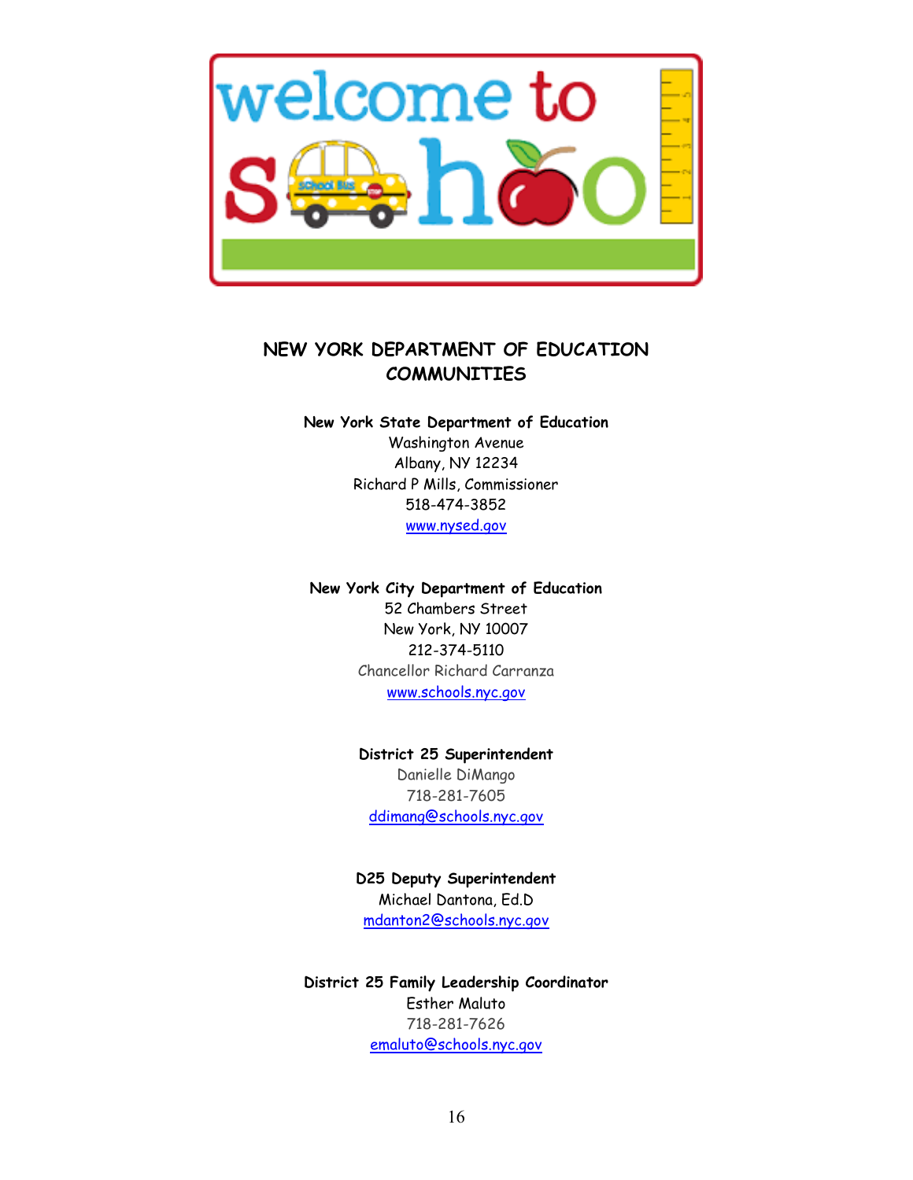## NEW YORK DEPARTMENT OF EDUCATION COMMUNITIES

**New York State Department of Education**
Washington Avenue
Albany, NY 12234
Richard P Mills, Commissioner
518-474-3852
www.nysed.gov

**New York City Department of Education**
52 Chambers Street
New York, NY 10007
212-374-5110
Chancellor Richard Carranza
www.schools.nyc.gov

**District 25 Superintendent**
Danielle DiMango
718-281-7605
ddimang@schools.nyc.gov

**D25 Deputy Superintendent**
Michael Dantona, Ed.D
mdanton2@schools.nyc.gov

**District 25 Family Leadership Coordinator**
Esther Maluto
718-281-7626
emaluto@schools.nyc.gov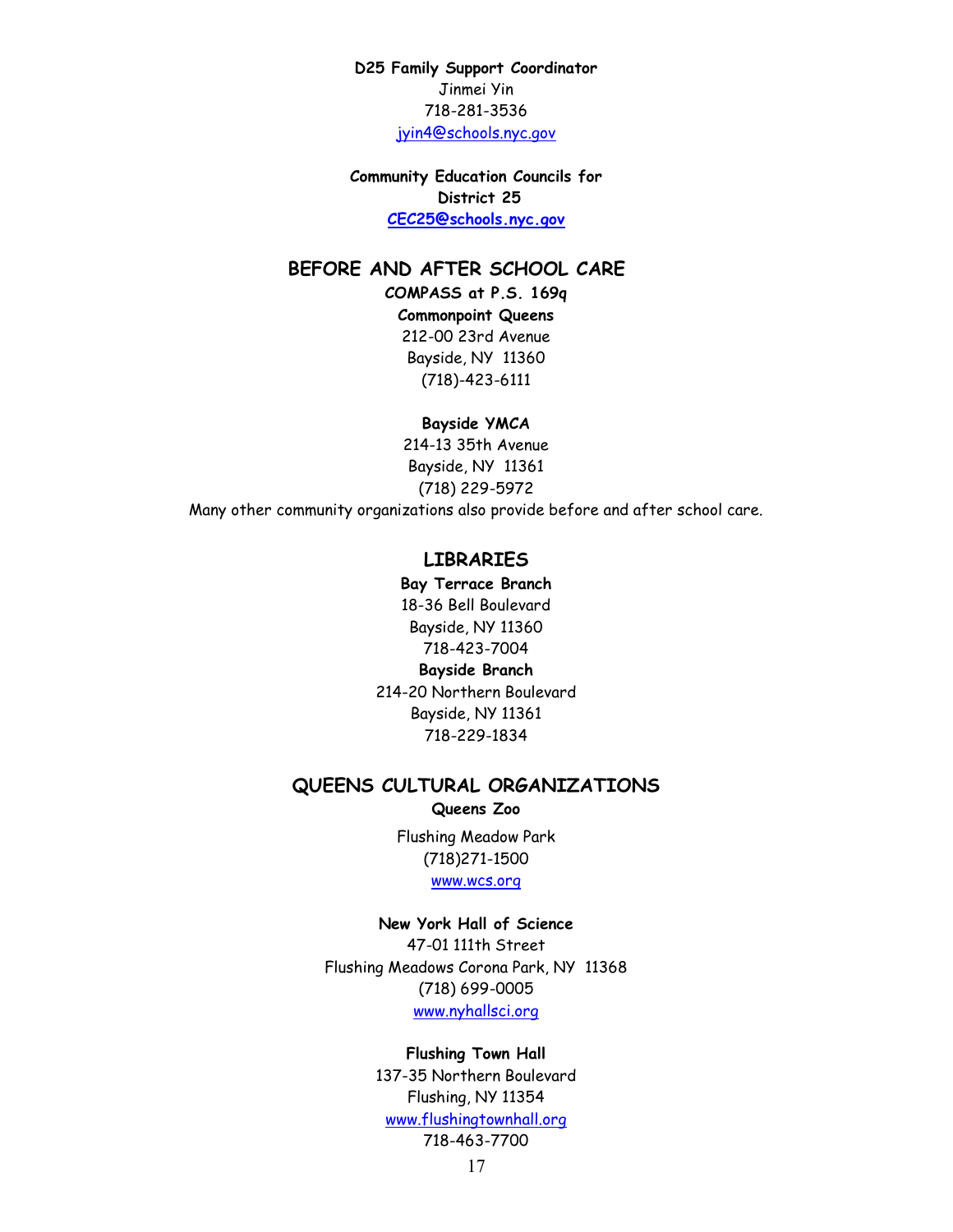**D25 Family Support Coordinator**
Jinmei Yin
718-281-3536
jyin4@schools.nyc.gov

**Community Education Councils for District 25**
**CEC25@schools.nyc.gov**

## BEFORE AND AFTER SCHOOL CARE

**COMPASS at P.S. 169q**
**Commonpoint Queens**
212-00 23rd Avenue
Bayside, NY 11360
(718)-423-6111

**Bayside YMCA**
214-13 35th Avenue
Bayside, NY 11361
(718) 229-5972

Many other community organizations also provide before and after school care.

## LIBRARIES

**Bay Terrace Branch**
18-36 Bell Boulevard
Bayside, NY 11360
718-423-7004

**Bayside Branch**
214-20 Northern Boulevard
Bayside, NY 11361
718-229-1834

## QUEENS CULTURAL ORGANIZATIONS

**Queens Zoo**
Flushing Meadow Park
(718)271-1500
www.wcs.org

**New York Hall of Science**
47-01 111th Street
Flushing Meadows Corona Park, NY 11368
(718) 699-0005
www.nyhallsci.org

**Flushing Town Hall**
137-35 Northern Boulevard
Flushing, NY 11354
www.flushingtownhall.org
718-463-7700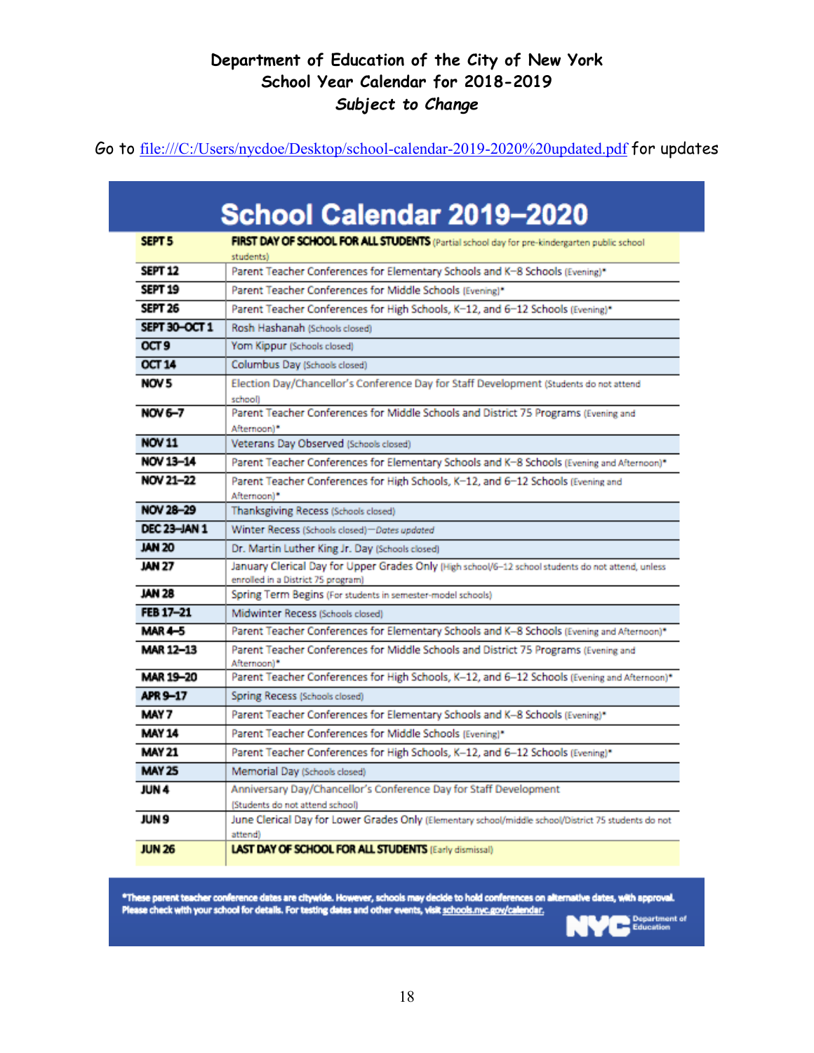**Department of Education of the City of New York**
**School Year Calendar for 2018-2019**
***Subject to Change***

Go to file:///C:/Users/nycdoe/Desktop/school-calendar-2019-2020%20updated.pdf for updates

# School Calendar 2019–2020

| | |
|---|---|
| **SEPT 5** | **FIRST DAY OF SCHOOL FOR ALL STUDENTS** (Partial school day for pre-kindergarten public school students) |
| **SEPT 12** | Parent Teacher Conferences for Elementary Schools and K–8 Schools (Evening)* |
| **SEPT 19** | Parent Teacher Conferences for Middle Schools (Evening)* |
| **SEPT 26** | Parent Teacher Conferences for High Schools, K–12, and 6–12 Schools (Evening)* |
| **SEPT 30–OCT 1** | Rosh Hashanah (Schools closed) |
| **OCT 9** | Yom Kippur (Schools closed) |
| **OCT 14** | Columbus Day (Schools closed) |
| **NOV 5** | Election Day/Chancellor's Conference Day for Staff Development (Students do not attend school) |
| **NOV 6–7** | Parent Teacher Conferences for Middle Schools and District 75 Programs (Evening and Afternoon)* |
| **NOV 11** | Veterans Day Observed (Schools closed) |
| **NOV 13–14** | Parent Teacher Conferences for Elementary Schools and K–8 Schools (Evening and Afternoon)* |
| **NOV 21–22** | Parent Teacher Conferences for High Schools, K–12, and 6–12 Schools (Evening and Afternoon)* |
| **NOV 28–29** | Thanksgiving Recess (Schools closed) |
| **DEC 23–JAN 1** | Winter Recess (Schools closed)—*Dates updated* |
| **JAN 20** | Dr. Martin Luther King Jr. Day (Schools closed) |
| **JAN 27** | January Clerical Day for Upper Grades Only (High school/6–12 school students do not attend, unless enrolled in a District 75 program) |
| **JAN 28** | Spring Term Begins (For students in semester-model schools) |
| **FEB 17–21** | Midwinter Recess (Schools closed) |
| **MAR 4–5** | Parent Teacher Conferences for Elementary Schools and K–8 Schools (Evening and Afternoon)* |
| **MAR 12–13** | Parent Teacher Conferences for Middle Schools and District 75 Programs (Evening and Afternoon)* |
| **MAR 19–20** | Parent Teacher Conferences for High Schools, K–12, and 6–12 Schools (Evening and Afternoon)* |
| **APR 9–17** | Spring Recess (Schools closed) |
| **MAY 7** | Parent Teacher Conferences for Elementary Schools and K–8 Schools (Evening)* |
| **MAY 14** | Parent Teacher Conferences for Middle Schools (Evening)* |
| **MAY 21** | Parent Teacher Conferences for High Schools, K–12, and 6–12 Schools (Evening)* |
| **MAY 25** | Memorial Day (Schools closed) |
| **JUN 4** | Anniversary Day/Chancellor's Conference Day for Staff Development (Students do not attend school) |
| **JUN 9** | June Clerical Day for Lower Grades Only (Elementary school/middle school/District 75 students do not attend) |
| **JUN 26** | **LAST DAY OF SCHOOL FOR ALL STUDENTS** (Early dismissal) |

***These parent teacher conference dates are citywide. However, schools may decide to hold conferences on alternative dates, with approval. Please check with your school for details. For testing dates and other events, visit schools.nyc.gov/calendar.**

NYC Department of Education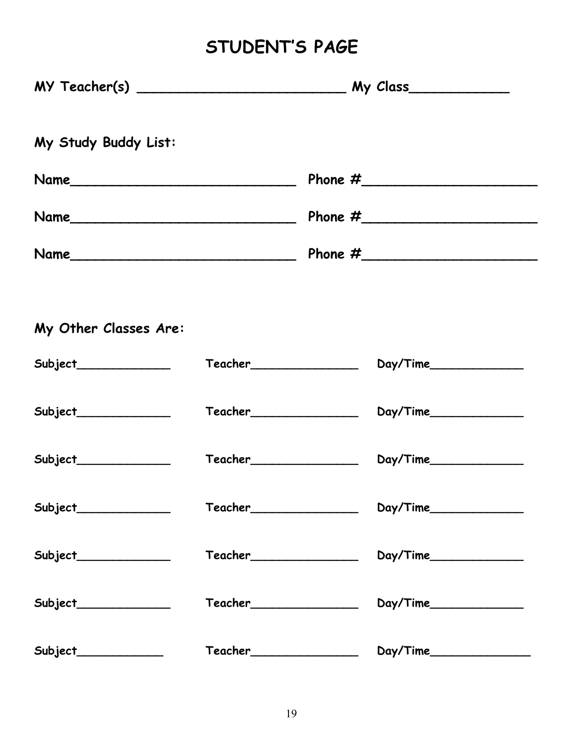# STUDENT'S PAGE

**MY Teacher(s) ________________________ My Class____________**

**My Study Buddy List:**

**Name___________________________ Phone #_____________________**

**Name___________________________ Phone #_____________________**

**Name___________________________ Phone #_____________________**

**My Other Classes Are:**

**Subject_____________ Teacher_______________ Day/Time_____________**

**Subject_____________ Teacher_______________ Day/Time_____________**

**Subject_____________ Teacher_______________ Day/Time_____________**

**Subject_____________ Teacher_______________ Day/Time_____________**

**Subject_____________ Teacher_______________ Day/Time_____________**

**Subject_____________ Teacher_______________ Day/Time_____________**

**Subject____________ Teacher_______________ Day/Time______________**